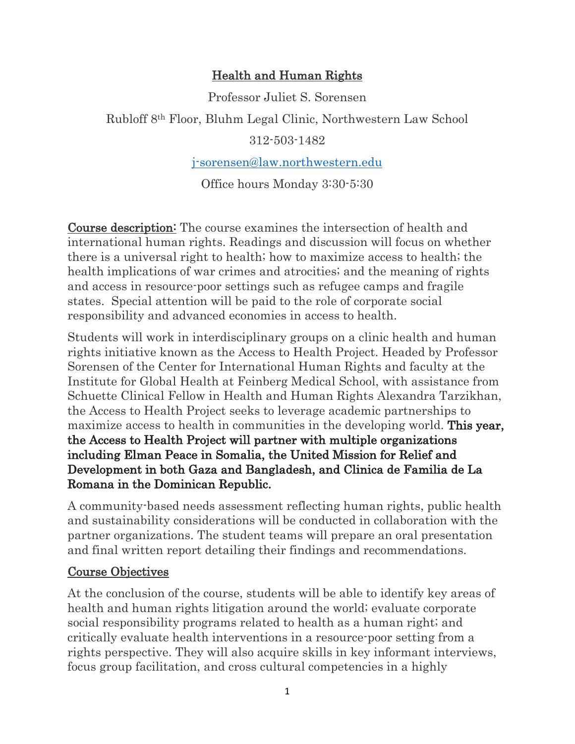# Health and Human Rights

Professor Juliet S. Sorensen

Rubloff 8th Floor, Bluhm Legal Clinic, Northwestern Law School

312-503-1482

j-sorensen@law.northwestern.edu

Office hours Monday 3:30-5:30

**Course description:** The course examines the intersection of health and international human rights. Readings and discussion will focus on whether there is a universal right to health; how to maximize access to health; the health implications of war crimes and atrocities; and the meaning of rights and access in resource-poor settings such as refugee camps and fragile states. Special attention will be paid to the role of corporate social responsibility and advanced economies in access to health.

Students will work in interdisciplinary groups on a clinic health and human rights initiative known as the Access to Health Project. Headed by Professor Sorensen of the Center for International Human Rights and faculty at the Institute for Global Health at Feinberg Medical School, with assistance from Schuette Clinical Fellow in Health and Human Rights Alexandra Tarzikhan, the Access to Health Project seeks to leverage academic partnerships to maximize access to health in communities in the developing world. **This year, the Access to Health Project will partner with multiple organizations including Elman Peace in Somalia, the United Mission for Relief and Development in both Gaza and Bangladesh, and Clinica de Familia de La Romana in the Dominican Republic.**

A community-based needs assessment reflecting human rights, public health and sustainability considerations will be conducted in collaboration with the partner organizations. The student teams will prepare an oral presentation and final written report detailing their findings and recommendations.

## Course Objectives

At the conclusion of the course, students will be able to identify key areas of health and human rights litigation around the world; evaluate corporate social responsibility programs related to health as a human right; and critically evaluate health interventions in a resource-poor setting from a rights perspective. They will also acquire skills in key informant interviews, focus group facilitation, and cross cultural competencies in a highly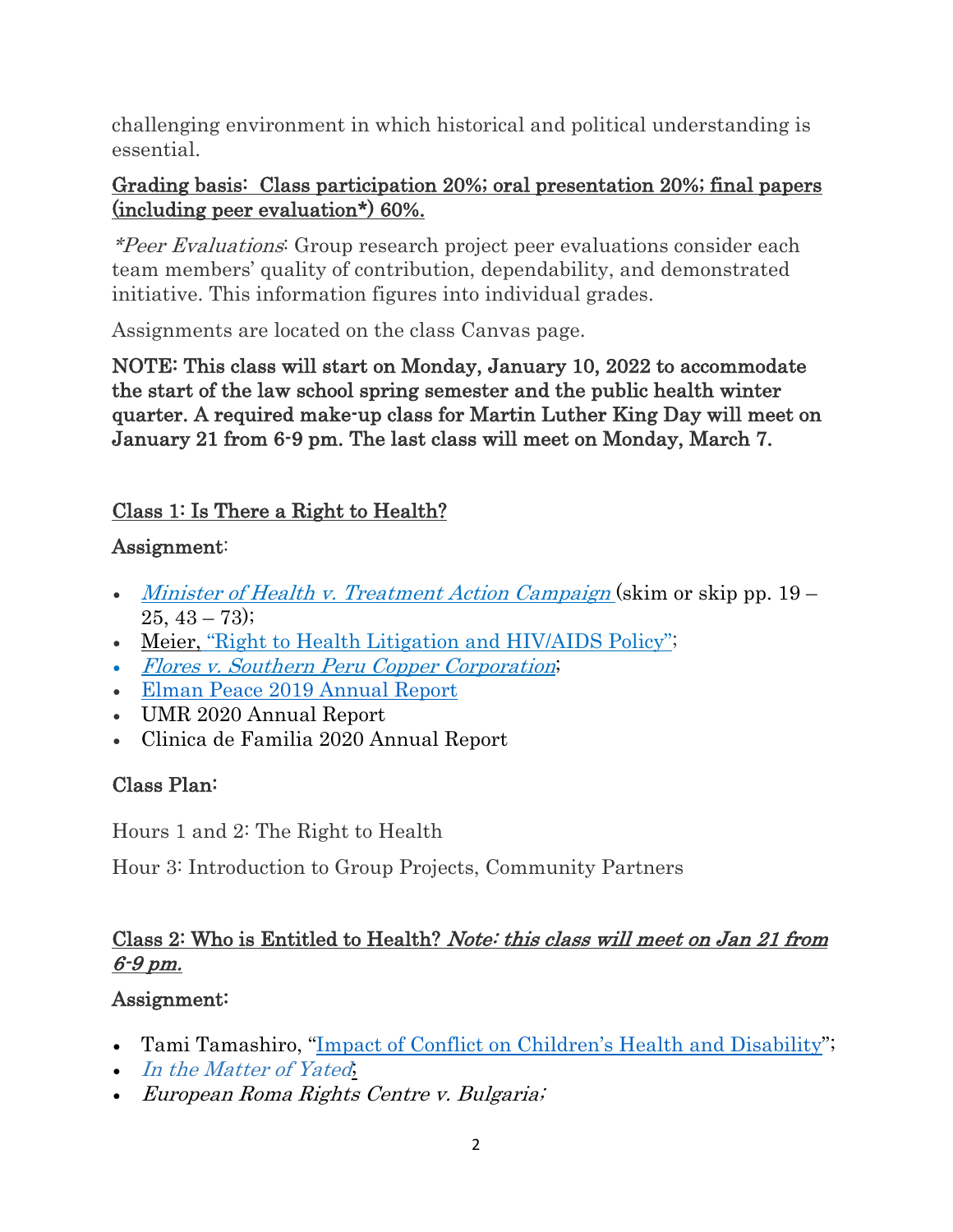challenging environment in which historical and political understanding is essential.

**Grading basis: Class participation 20%; oral presentation 20%; final papers (including peer evaluation*) 60%.**

*Peer Evaluations*: Group research project peer evaluations consider each team members' quality of contribution, dependability, and demonstrated initiative. This information figures into individual grades.

Assignments are located on the class Canvas page.

**NOTE: This class will start on Monday, January 10, 2022 to accommodate the start of the law school spring semester and the public health winter quarter. A required make-up class for Martin Luther King Day will meet on January 21 from 6-9 pm. The last class will meet on Monday, March 7.**

## Class 1: Is There a Right to Health?

### Assignment:

- *Minister of Health v. Treatment Action Campaign* (skim or skip pp. 19 – 25, 43 – 73);
- Meier, "Right to Health Litigation and HIV/AIDS Policy";
- *Flores v. Southern Peru Copper Corporation*;
- Elman Peace 2019 Annual Report
- UMR 2020 Annual Report
- Clinica de Familia 2020 Annual Report

### Class Plan:

Hours 1 and 2: The Right to Health

Hour 3: Introduction to Group Projects, Community Partners

## Class 2: Who is Entitled to Health? *Note: this class will meet on Jan 21 from 6-9 pm.*

### Assignment:

- Tami Tamashiro, "Impact of Conflict on Children's Health and Disability";
- *In the Matter of Yated*;
- *European Roma Rights Centre v. Bulgaria;*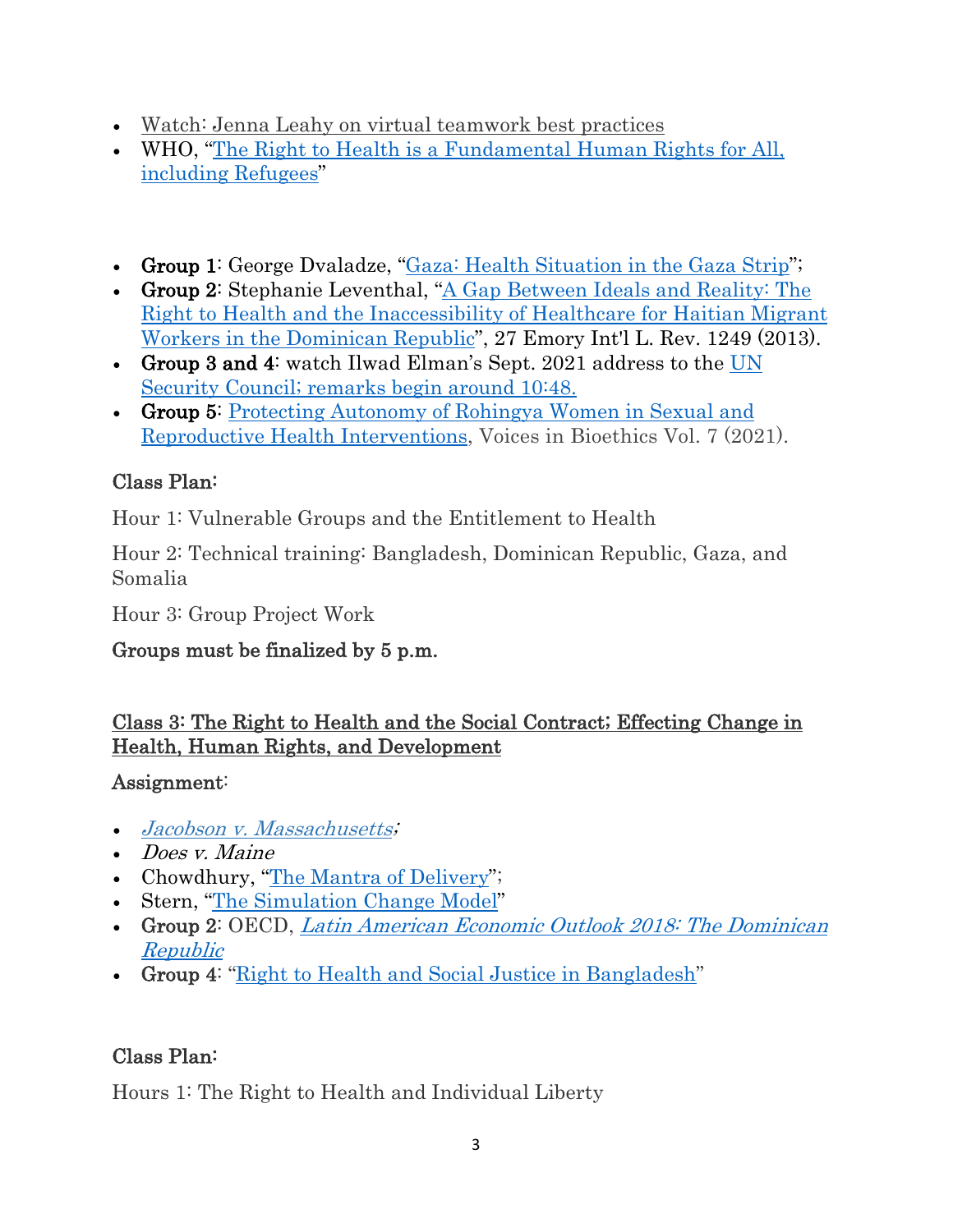- Watch: Jenna Leahy on virtual teamwork best practices
- WHO, "The Right to Health is a Fundamental Human Rights for All, including Refugees"

- **Group 1**: George Dvaladze, "Gaza: Health Situation in the Gaza Strip";
- **Group 2**: Stephanie Leventhal, "A Gap Between Ideals and Reality: The Right to Health and the Inaccessibility of Healthcare for Haitian Migrant Workers in the Dominican Republic", 27 Emory Int'l L. Rev. 1249 (2013).
- **Group 3 and 4**: watch Ilwad Elman's Sept. 2021 address to the UN Security Council; remarks begin around 10:48.
- **Group 5**: Protecting Autonomy of Rohingya Women in Sexual and Reproductive Health Interventions, Voices in Bioethics Vol. 7 (2021).

Class Plan:

Hour 1: Vulnerable Groups and the Entitlement to Health

Hour 2: Technical training: Bangladesh, Dominican Republic, Gaza, and Somalia

Hour 3: Group Project Work

**Groups must be finalized by 5 p.m.**

## Class 3: The Right to Health and the Social Contract; Effecting Change in Health, Human Rights, and Development

Assignment:

- *Jacobson v. Massachusetts*;
- *Does v. Maine*
- Chowdhury, "The Mantra of Delivery";
- Stern, "The Simulation Change Model"
- **Group 2**: OECD, *Latin American Economic Outlook 2018: The Dominican Republic*
- **Group 4**: "Right to Health and Social Justice in Bangladesh"

Class Plan:

Hours 1: The Right to Health and Individual Liberty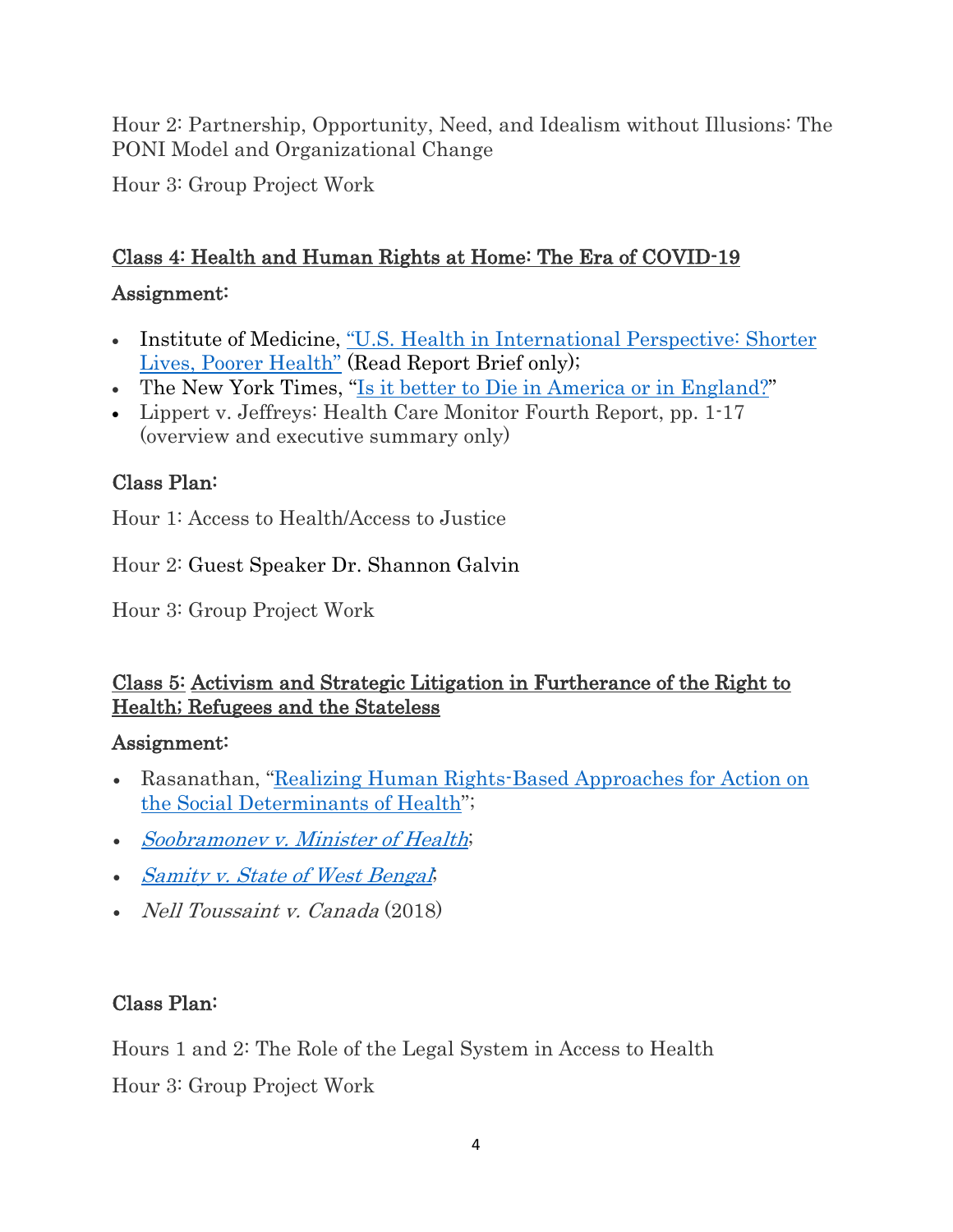Hour 2: Partnership, Opportunity, Need, and Idealism without Illusions: The PONI Model and Organizational Change

Hour 3: Group Project Work

## Class 4: Health and Human Rights at Home: The Era of COVID-19

### Assignment:

- Institute of Medicine, "U.S. Health in International Perspective: Shorter Lives, Poorer Health" (Read Report Brief only);
- The New York Times, "Is it better to Die in America or in England?"
- Lippert v. Jeffreys: Health Care Monitor Fourth Report, pp. 1-17 (overview and executive summary only)

### Class Plan:

Hour 1: Access to Health/Access to Justice

Hour 2: Guest Speaker Dr. Shannon Galvin

Hour 3: Group Project Work

## Class 5: Activism and Strategic Litigation in Furtherance of the Right to Health; Refugees and the Stateless

### Assignment:

- Rasanathan, "Realizing Human Rights-Based Approaches for Action on the Social Determinants of Health";
- *Soobramonev v. Minister of Health*;
- *Samity v. State of West Bengal*;
- *Nell Toussaint v. Canada* (2018)

### Class Plan:

Hours 1 and 2: The Role of the Legal System in Access to Health

Hour 3: Group Project Work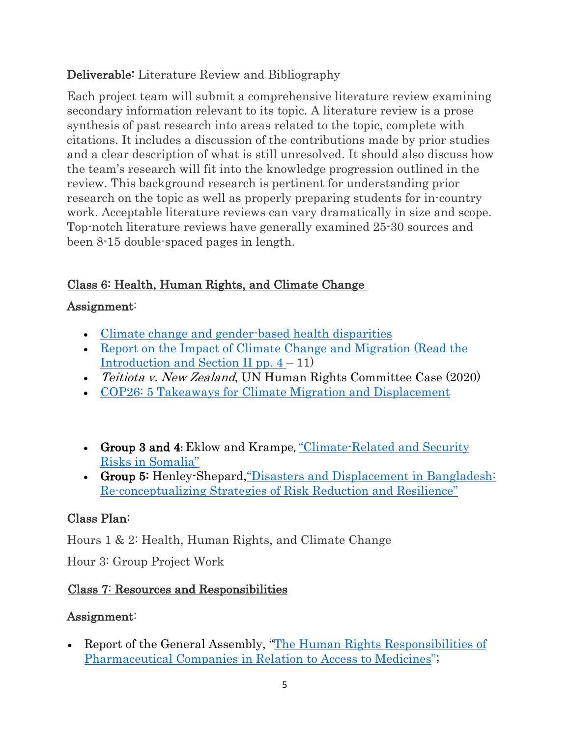**Deliverable:** Literature Review and Bibliography

Each project team will submit a comprehensive literature review examining secondary information relevant to its topic. A literature review is a prose synthesis of past research into areas related to the topic, complete with citations. It includes a discussion of the contributions made by prior studies and a clear description of what is still unresolved. It should also discuss how the team's research will fit into the knowledge progression outlined in the review. This background research is pertinent for understanding prior research on the topic as well as properly preparing students for in-country work. Acceptable literature reviews can vary dramatically in size and scope. Top-notch literature reviews have generally examined 25-30 sources and been 8-15 double-spaced pages in length.

## Class 6: Health, Human Rights, and Climate Change

**Assignment:**

- Climate change and gender-based health disparities
- Report on the Impact of Climate Change and Migration (Read the Introduction and Section II pp. 4 – 11)
- *Teitiota v. New Zealand*, UN Human Rights Committee Case (2020)
- COP26: 5 Takeaways for Climate Migration and Displacement

- **Group 3 and 4:** Eklow and Krampe, "Climate-Related and Security Risks in Somalia"
- **Group 5:** Henley-Shepard, "Disasters and Displacement in Bangladesh: Re-conceptualizing Strategies of Risk Reduction and Resilience"

**Class Plan:**

Hours 1 & 2: Health, Human Rights, and Climate Change

Hour 3: Group Project Work

## Class 7: Resources and Responsibilities

**Assignment:**

- Report of the General Assembly, "The Human Rights Responsibilities of Pharmaceutical Companies in Relation to Access to Medicines";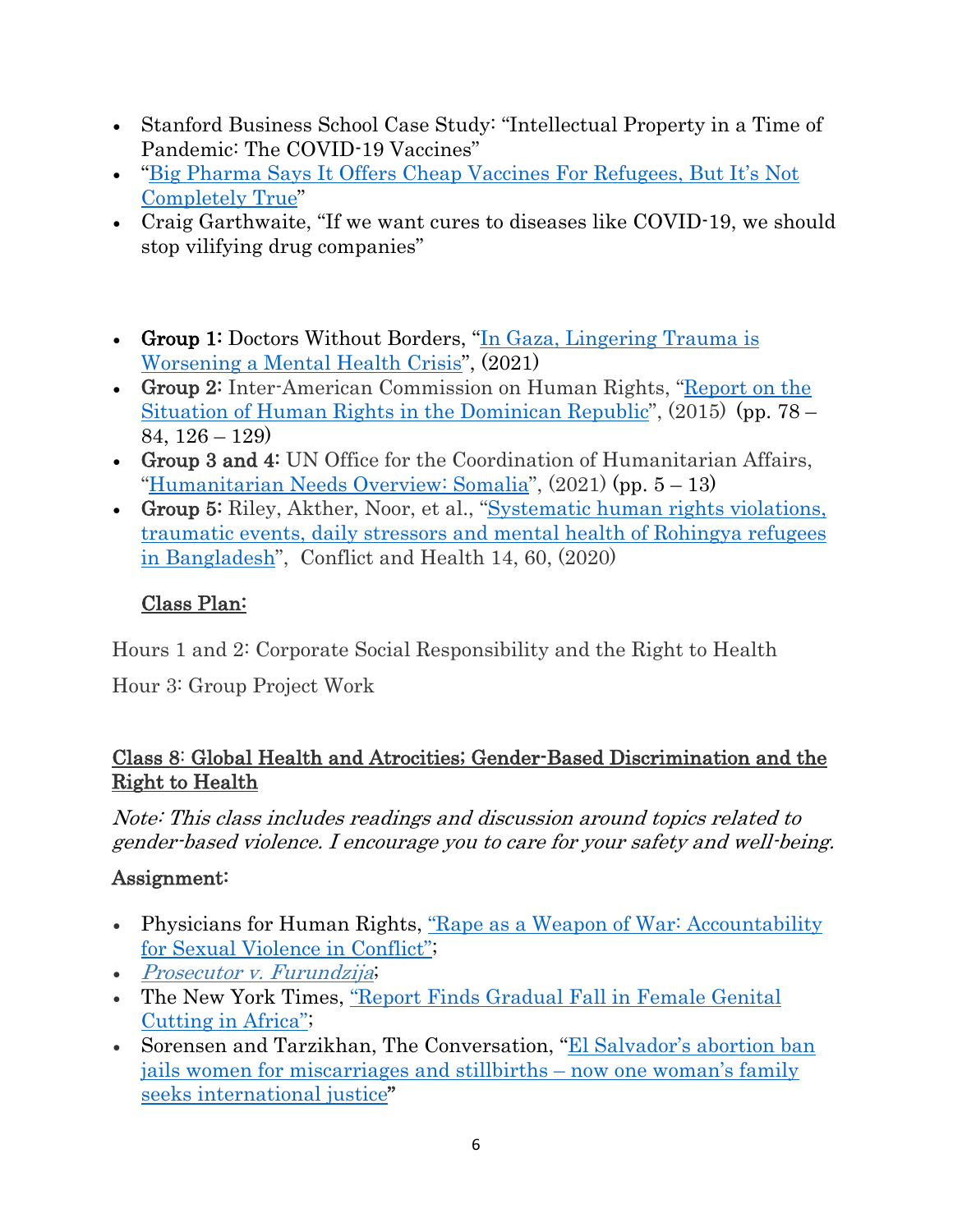- Stanford Business School Case Study: "Intellectual Property in a Time of Pandemic: The COVID-19 Vaccines"
- "Big Pharma Says It Offers Cheap Vaccines For Refugees, But It's Not Completely True"
- Craig Garthwaite, "If we want cures to diseases like COVID-19, we should stop vilifying drug companies"

- **Group 1:** Doctors Without Borders, "In Gaza, Lingering Trauma is Worsening a Mental Health Crisis", (2021)
- **Group 2:** Inter-American Commission on Human Rights, "Report on the Situation of Human Rights in the Dominican Republic", (2015) (pp. 78 – 84, 126 – 129)
- **Group 3 and 4:** UN Office for the Coordination of Humanitarian Affairs, "Humanitarian Needs Overview: Somalia", (2021) (pp. 5 – 13)
- **Group 5:** Riley, Akther, Noor, et al., "Systematic human rights violations, traumatic events, daily stressors and mental health of Rohingya refugees in Bangladesh", Conflict and Health 14, 60, (2020)

**Class Plan:**

Hours 1 and 2: Corporate Social Responsibility and the Right to Health

Hour 3: Group Project Work

## Class 8: Global Health and Atrocities; Gender-Based Discrimination and the Right to Health

*Note: This class includes readings and discussion around topics related to gender-based violence. I encourage you to care for your safety and well-being.*

**Assignment:**

- Physicians for Human Rights, "Rape as a Weapon of War: Accountability for Sexual Violence in Conflict";
- *Prosecutor v. Furundzija*;
- The New York Times, "Report Finds Gradual Fall in Female Genital Cutting in Africa";
- Sorensen and Tarzikhan, The Conversation, "El Salvador's abortion ban jails women for miscarriages and stillbirths – now one woman's family seeks international justice"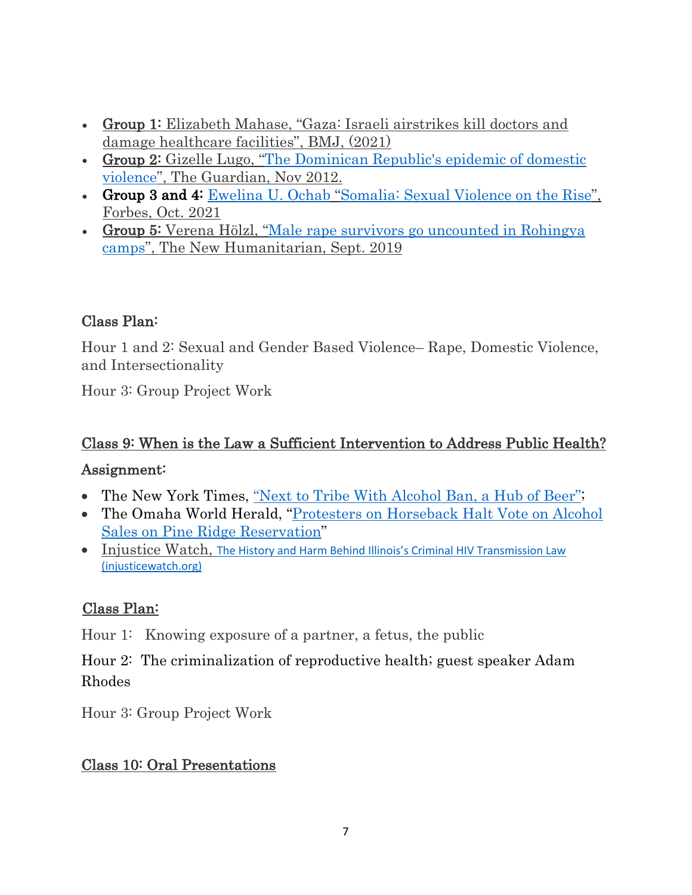- **Group 1:** Elizabeth Mahase, "Gaza: Israeli airstrikes kill doctors and damage healthcare facilities", BMJ, (2021)
- **Group 2:** Gizelle Lugo, "The Dominican Republic's epidemic of domestic violence", The Guardian, Nov 2012.
- **Group 3 and 4:** Ewelina U. Ochab "Somalia: Sexual Violence on the Rise", Forbes, Oct. 2021
- **Group 5:** Verena Hölzl, "Male rape survivors go uncounted in Rohingya camps", The New Humanitarian, Sept. 2019

### Class Plan:

Hour 1 and 2: Sexual and Gender Based Violence– Rape, Domestic Violence, and Intersectionality

Hour 3: Group Project Work

## Class 9: When is the Law a Sufficient Intervention to Address Public Health?

### Assignment:

- The New York Times, "Next to Tribe With Alcohol Ban, a Hub of Beer";
- The Omaha World Herald, "Protesters on Horseback Halt Vote on Alcohol Sales on Pine Ridge Reservation"
- Injustice Watch, The History and Harm Behind Illinois's Criminal HIV Transmission Law (injusticewatch.org)

### Class Plan:

Hour 1: Knowing exposure of a partner, a fetus, the public

Hour 2: The criminalization of reproductive health; guest speaker Adam Rhodes

Hour 3: Group Project Work

## Class 10: Oral Presentations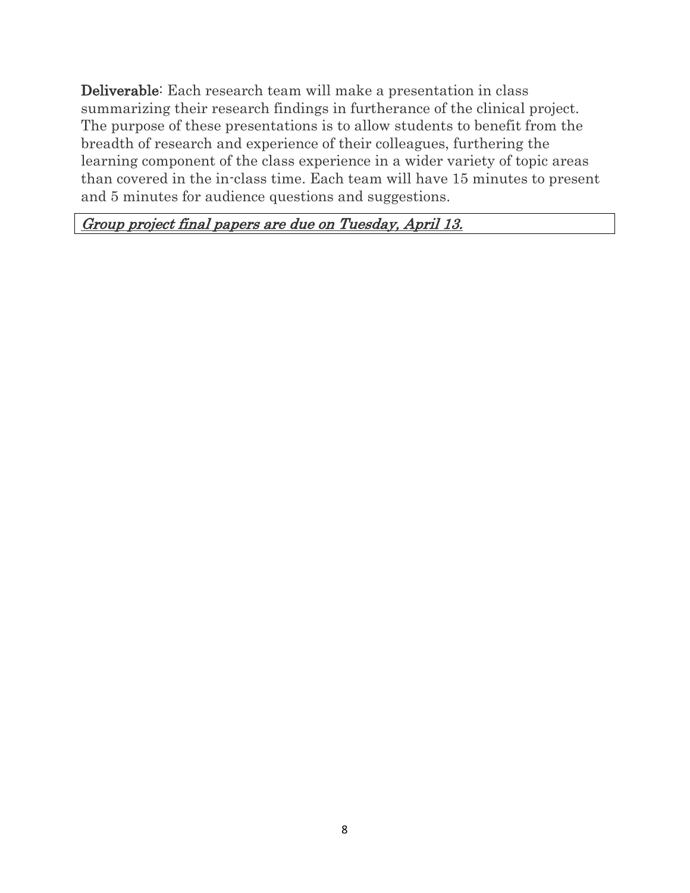**Deliverable**: Each research team will make a presentation in class summarizing their research findings in furtherance of the clinical project. The purpose of these presentations is to allow students to benefit from the breadth of research and experience of their colleagues, furthering the learning component of the class experience in a wider variety of topic areas than covered in the in-class time. Each team will have 15 minutes to present and 5 minutes for audience questions and suggestions.

*Group project final papers are due on Tuesday, April 13.*